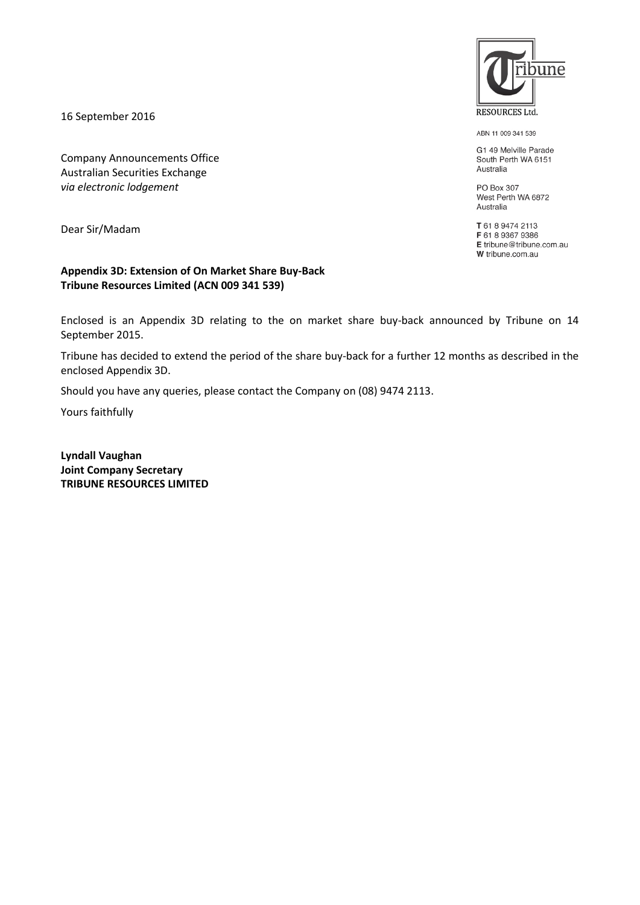RESOURCES Ltd.

ABN 11 009 341 539

G1 49 Melville Parade
South Perth WA 6151
Australia

PO Box 307
West Perth WA 6872
Australia

**T** 61 8 9474 2113
**F** 61 8 9367 9386
**E** tribune@tribune.com.au
**W** tribune.com.au

16 September 2016

Company Announcements Office
Australian Securities Exchange
*via electronic lodgement*

Dear Sir/Madam

**Appendix 3D: Extension of On Market Share Buy-Back**
**Tribune Resources Limited (ACN 009 341 539)**

Enclosed is an Appendix 3D relating to the on market share buy-back announced by Tribune on 14 September 2015.

Tribune has decided to extend the period of the share buy-back for a further 12 months as described in the enclosed Appendix 3D.

Should you have any queries, please contact the Company on (08) 9474 2113.

Yours faithfully

**Lyndall Vaughan**
**Joint Company Secretary**
**TRIBUNE RESOURCES LIMITED**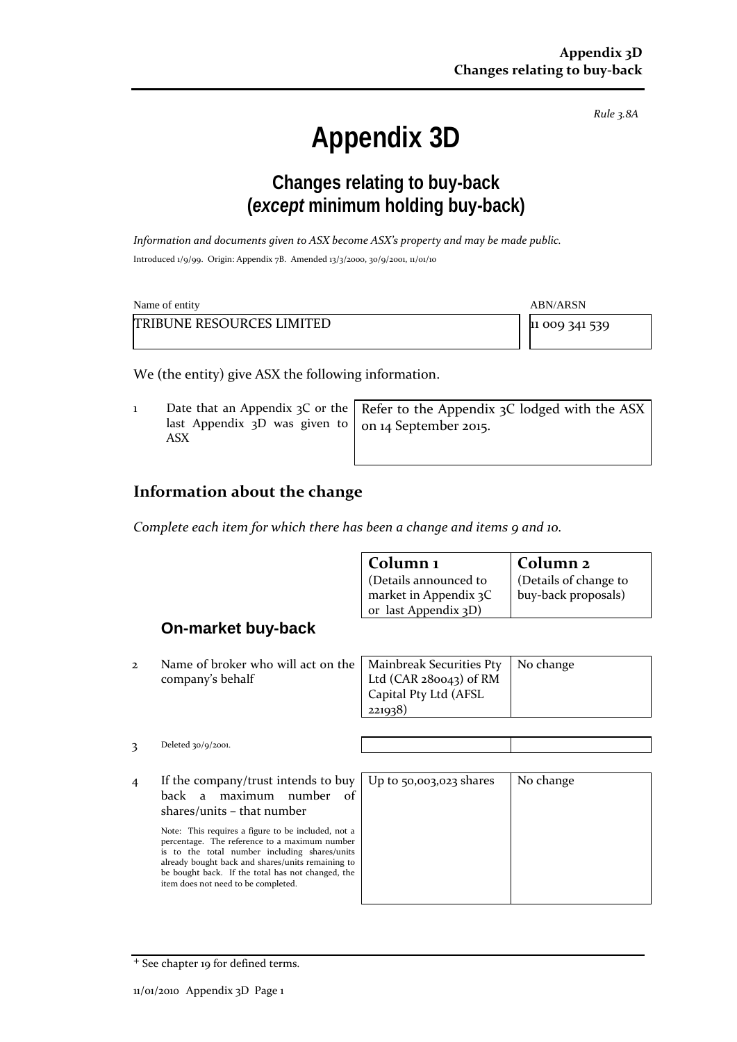*Rule 3.8A*

# Appendix 3D

## Changes relating to buy-back (*except* minimum holding buy-back)

*Information and documents given to ASX become ASX's property and may be made public.*

Introduced 1/9/99. Origin: Appendix 7B. Amended 13/3/2000, 30/9/2001, 11/01/10

| Name of entity | ABN/ARSN |
|---|---|
| TRIBUNE RESOURCES LIMITED | 11 009 341 539 |

We (the entity) give ASX the following information.

| | | |
|---|---|---|
| 1 | Date that an Appendix 3C or the last Appendix 3D was given to ASX | Refer to the Appendix 3C lodged with the ASX on 14 September 2015. |

## Information about the change

*Complete each item for which there has been a change and items 9 and 10.*

| | | **Column 1** (Details announced to market in Appendix 3C or last Appendix 3D) | **Column 2** (Details of change to buy-back proposals) |
|---|---|---|---|
| | **On-market buy-back** | | |
| 2 | Name of broker who will act on the company's behalf | Mainbreak Securities Pty Ltd (CAR 280043) of RM Capital Pty Ltd (AFSL 221938) | No change |
| 3 | Deleted 30/9/2001. | | |
| 4 | If the company/trust intends to buy back a maximum number of shares/units – that number<br><br>Note: This requires a figure to be included, not a percentage. The reference to a maximum number is to the total number including shares/units already bought back and shares/units remaining to be bought back. If the total has not changed, the item does not need to be completed. | Up to 50,003,023 shares | No change |

+ See chapter 19 for defined terms.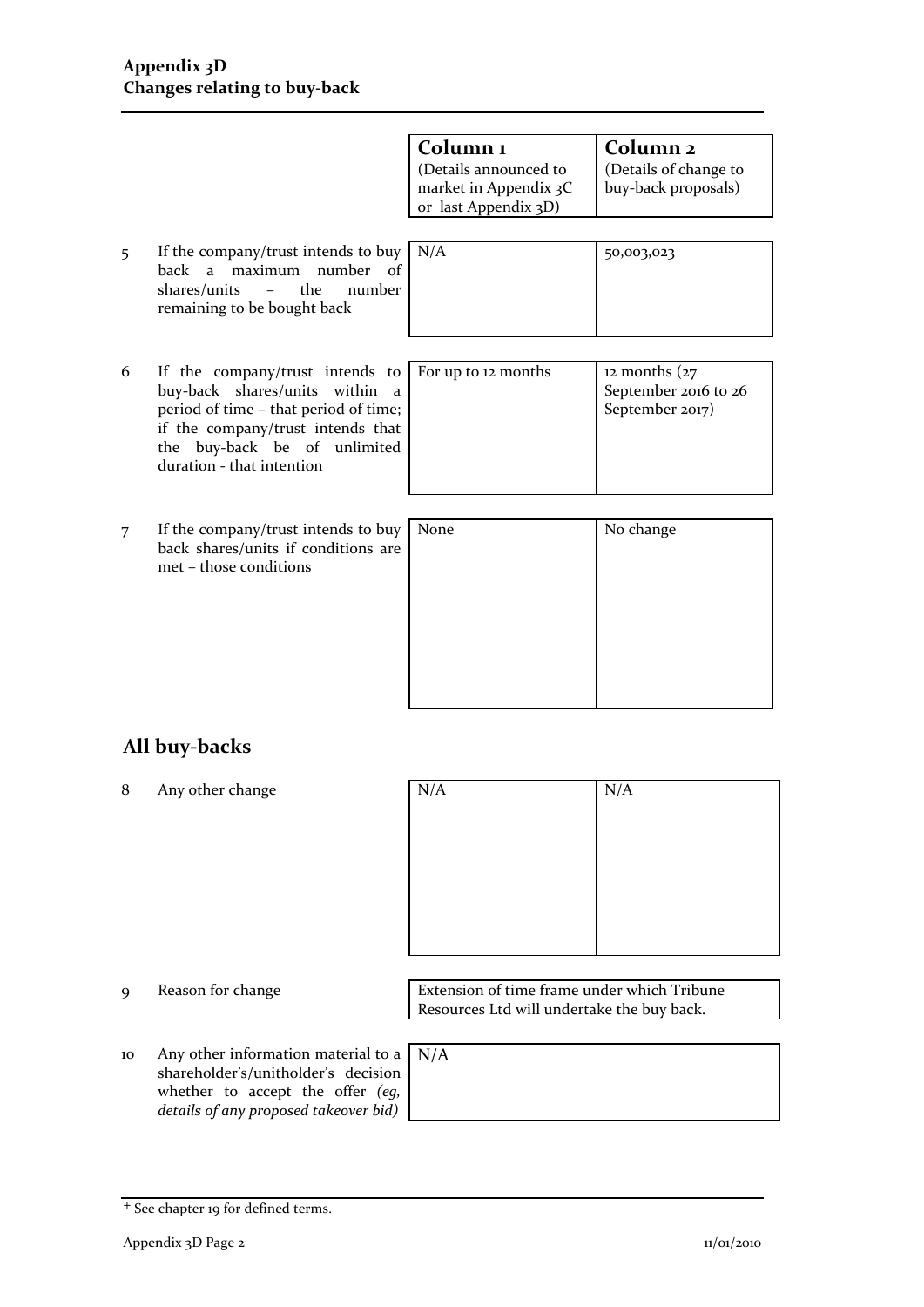| | | Column 1 (Details announced to market in Appendix 3C or last Appendix 3D) | Column 2 (Details of change to buy-back proposals) |
|---|---|---|---|
| 5 | If the company/trust intends to buy back a maximum number of shares/units – the number remaining to be bought back | N/A | 50,003,023 |
| 6 | If the company/trust intends to buy-back shares/units within a period of time – that period of time; if the company/trust intends that the buy-back be of unlimited duration - that intention | For up to 12 months | 12 months (27 September 2016 to 26 September 2017) |
| 7 | If the company/trust intends to buy back shares/units if conditions are met – those conditions | None | No change |

## All buy-backs

| | | | |
|---|---|---|---|
| 8 | Any other change | N/A | N/A |

| | | |
|---|---|---|
| 9 | Reason for change | Extension of time frame under which Tribune Resources Ltd will undertake the buy back. |
| 10 | Any other information material to a shareholder's/unitholder's decision whether to accept the offer *(eg, details of any proposed takeover bid)* | N/A |

+ See chapter 19 for defined terms.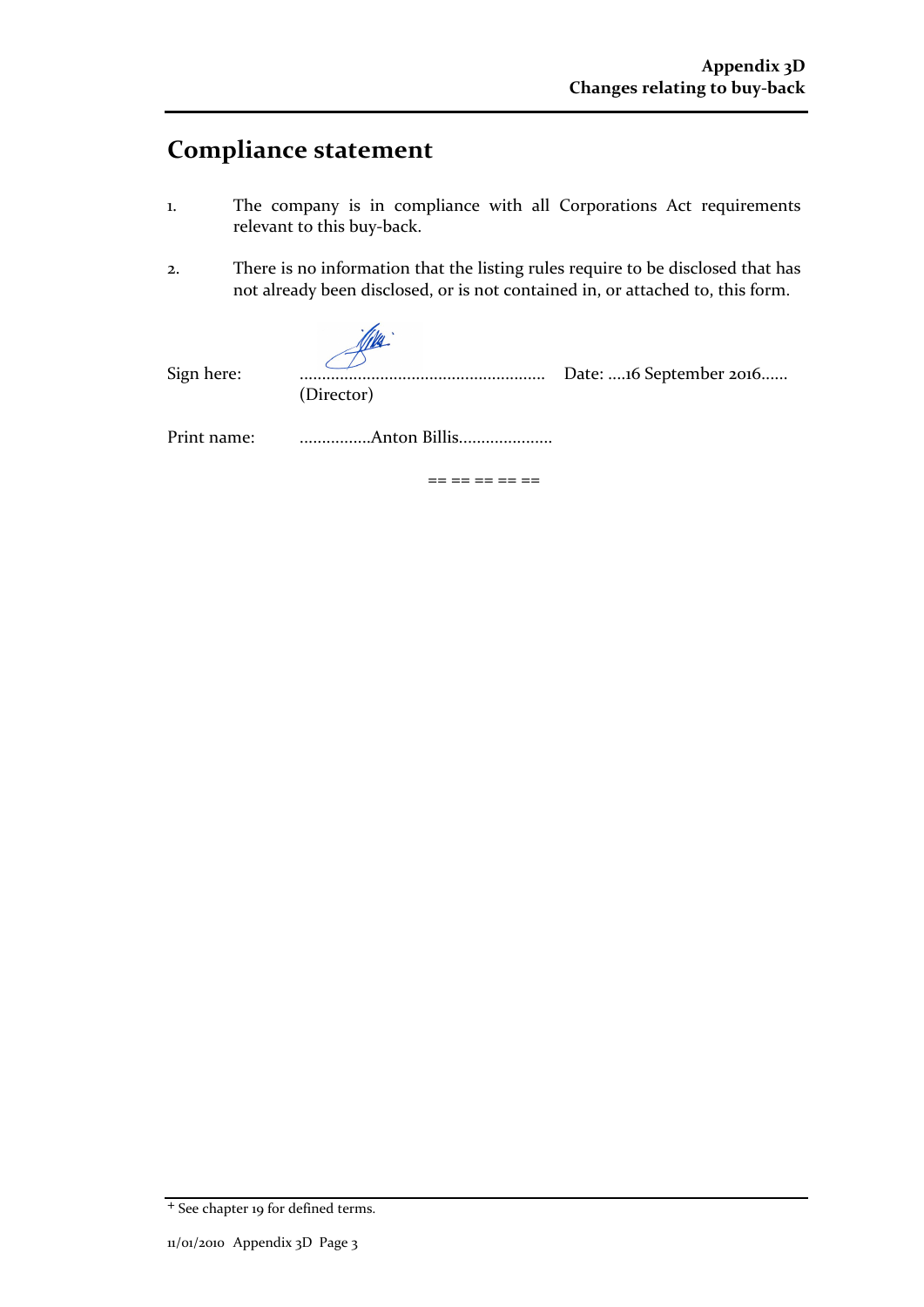## Compliance statement

1. The company is in compliance with all Corporations Act requirements relevant to this buy-back.

2. There is no information that the listing rules require to be disclosed that has not already been disclosed, or is not contained in, or attached to, this form.

Sign here: ........................................................ Date: ....16 September 2016......
(Director)

Print name: ................Anton Billis.....................

== == == == ==

+ See chapter 19 for defined terms.